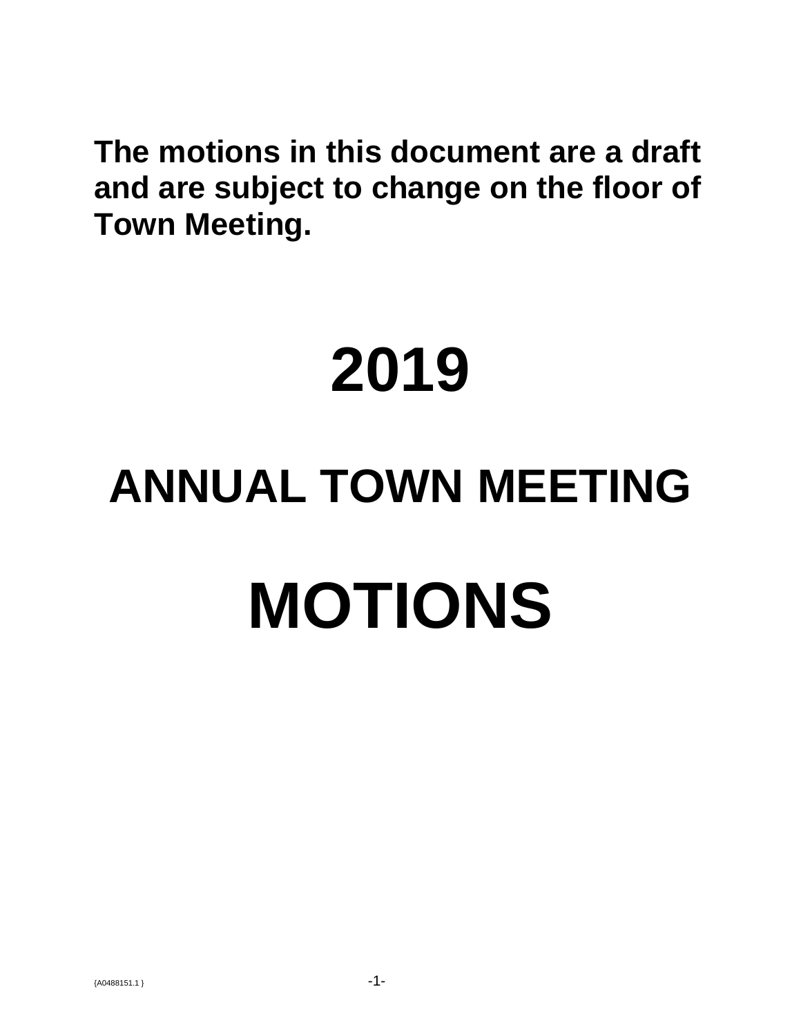**The motions in this document are a draft and are subject to change on the floor of Town Meeting.**

# 2019

# ANNUAL TOWN MEETING

# MOTIONS

{A0488151.1 }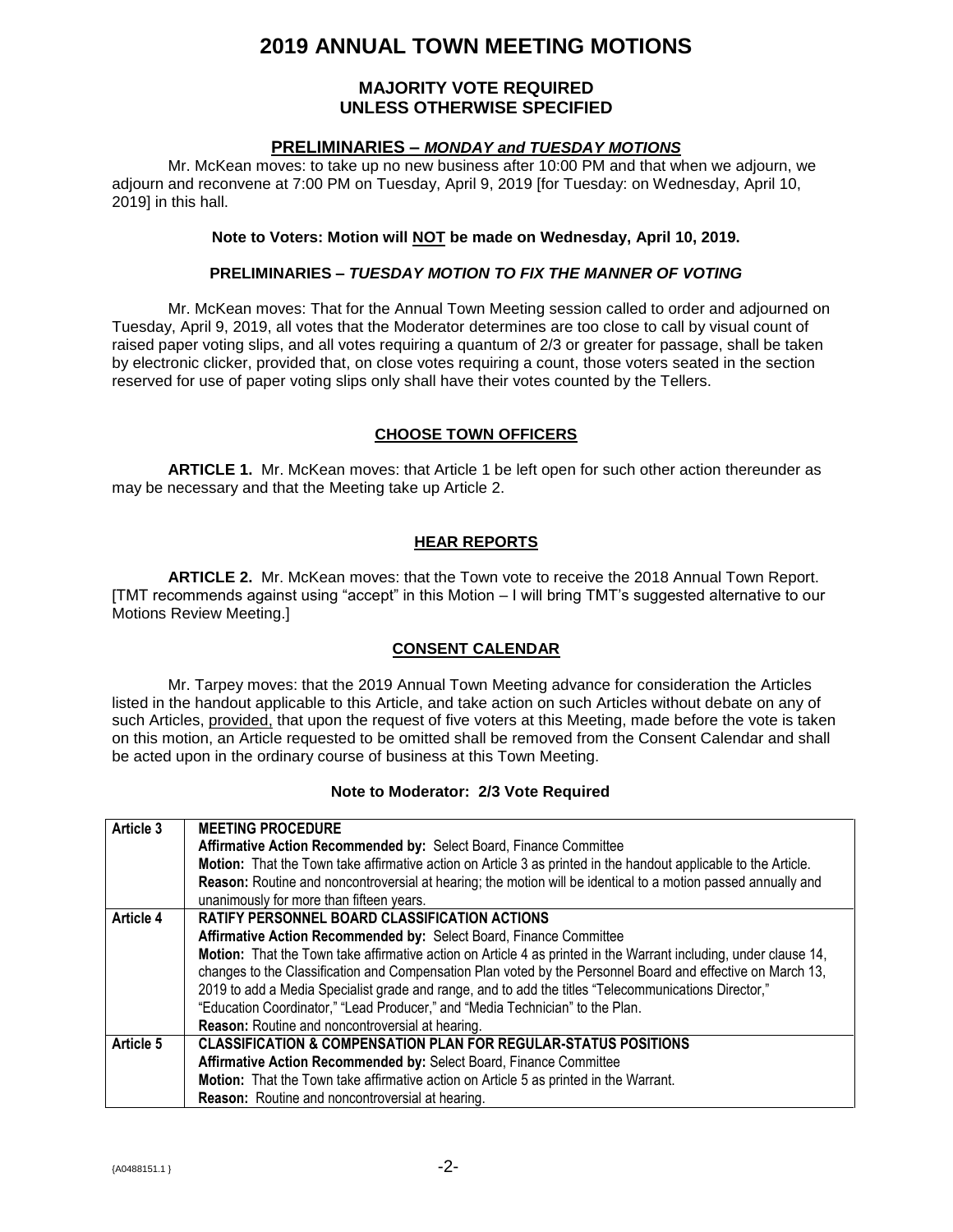# 2019 ANNUAL TOWN MEETING MOTIONS

## MAJORITY VOTE REQUIRED UNLESS OTHERWISE SPECIFIED

### PRELIMINARIES – *MONDAY and TUESDAY MOTIONS*

Mr. McKean moves: to take up no new business after 10:00 PM and that when we adjourn, we adjourn and reconvene at 7:00 PM on Tuesday, April 9, 2019 [for Tuesday: on Wednesday, April 10, 2019] in this hall.

**Note to Voters: Motion will NOT be made on Wednesday, April 10, 2019.**

### PRELIMINARIES – *TUESDAY MOTION TO FIX THE MANNER OF VOTING*

Mr. McKean moves: That for the Annual Town Meeting session called to order and adjourned on Tuesday, April 9, 2019, all votes that the Moderator determines are too close to call by visual count of raised paper voting slips, and all votes requiring a quantum of 2/3 or greater for passage, shall be taken by electronic clicker, provided that, on close votes requiring a count, those voters seated in the section reserved for use of paper voting slips only shall have their votes counted by the Tellers.

### CHOOSE TOWN OFFICERS

**ARTICLE 1.** Mr. McKean moves: that Article 1 be left open for such other action thereunder as may be necessary and that the Meeting take up Article 2.

### HEAR REPORTS

**ARTICLE 2.** Mr. McKean moves: that the Town vote to receive the 2018 Annual Town Report. [TMT recommends against using "accept" in this Motion – I will bring TMT's suggested alternative to our Motions Review Meeting.]

### CONSENT CALENDAR

Mr. Tarpey moves: that the 2019 Annual Town Meeting advance for consideration the Articles listed in the handout applicable to this Article, and take action on such Articles without debate on any of such Articles, provided, that upon the request of five voters at this Meeting, made before the vote is taken on this motion, an Article requested to be omitted shall be removed from the Consent Calendar and shall be acted upon in the ordinary course of business at this Town Meeting.

**Note to Moderator: 2/3 Vote Required**

| Article | Details |
|---|---|
| **Article 3** | **MEETING PROCEDURE**<br>**Affirmative Action Recommended by:** Select Board, Finance Committee<br>**Motion:** That the Town take affirmative action on Article 3 as printed in the handout applicable to the Article.<br>**Reason:** Routine and noncontroversial at hearing; the motion will be identical to a motion passed annually and unanimously for more than fifteen years. |
| **Article 4** | **RATIFY PERSONNEL BOARD CLASSIFICATION ACTIONS**<br>**Affirmative Action Recommended by:** Select Board, Finance Committee<br>**Motion:** That the Town take affirmative action on Article 4 as printed in the Warrant including, under clause 14, changes to the Classification and Compensation Plan voted by the Personnel Board and effective on March 13, 2019 to add a Media Specialist grade and range, and to add the titles "Telecommunications Director," "Education Coordinator," "Lead Producer," and "Media Technician" to the Plan.<br>**Reason:** Routine and noncontroversial at hearing. |
| **Article 5** | **CLASSIFICATION & COMPENSATION PLAN FOR REGULAR-STATUS POSITIONS**<br>**Affirmative Action Recommended by:** Select Board, Finance Committee<br>**Motion:** That the Town take affirmative action on Article 5 as printed in the Warrant.<br>**Reason:** Routine and noncontroversial at hearing. |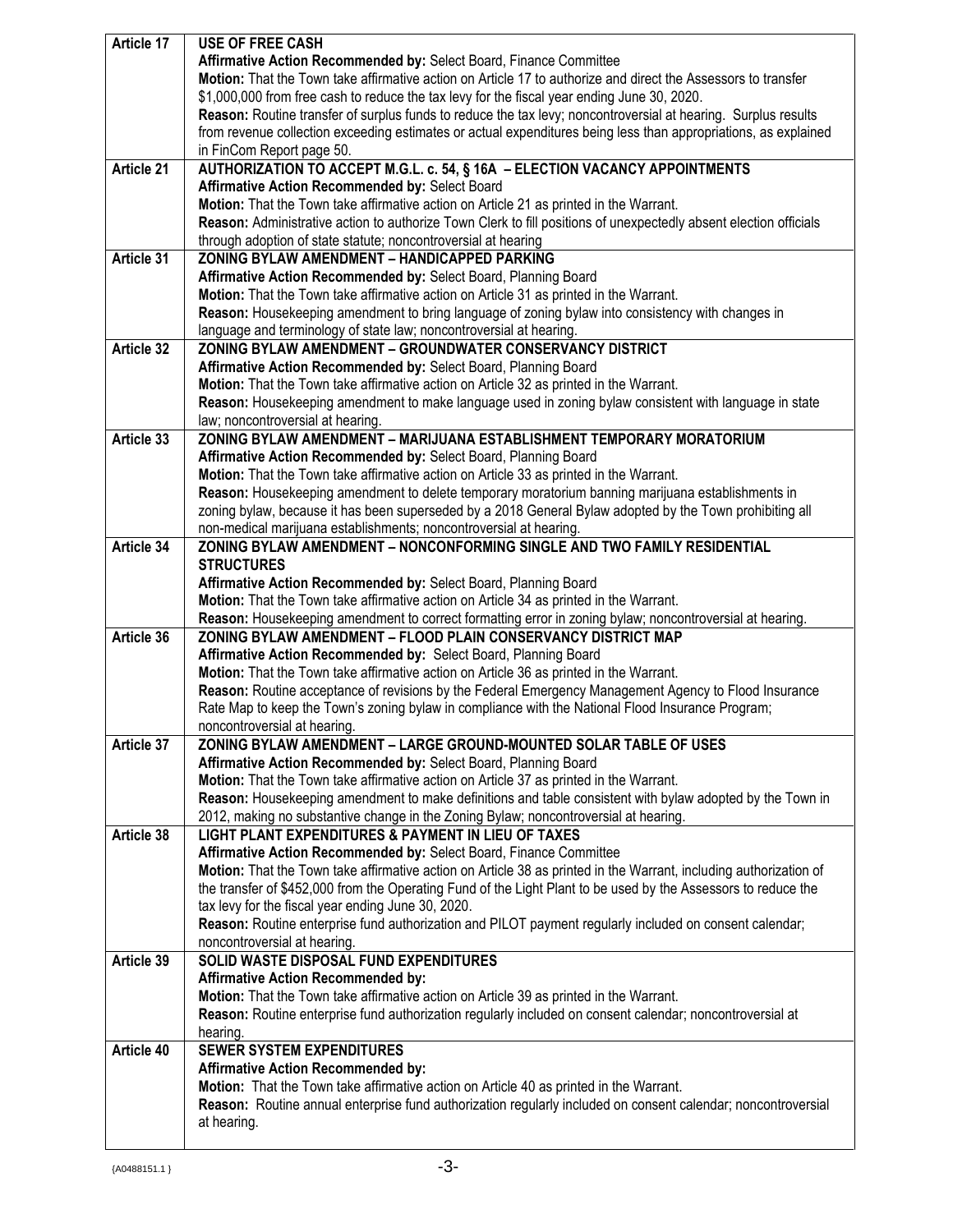| Article 17 | **USE OF FREE CASH**<br>**Affirmative Action Recommended by:** Select Board, Finance Committee<br>**Motion:** That the Town take affirmative action on Article 17 to authorize and direct the Assessors to transfer $1,000,000 from free cash to reduce the tax levy for the fiscal year ending June 30, 2020.<br>**Reason:** Routine transfer of surplus funds to reduce the tax levy; noncontroversial at hearing. Surplus results from revenue collection exceeding estimates or actual expenditures being less than appropriations, as explained in FinCom Report page 50. |
|---|---|
| Article 21 | **AUTHORIZATION TO ACCEPT M.G.L. c. 54, § 16A – ELECTION VACANCY APPOINTMENTS**<br>**Affirmative Action Recommended by:** Select Board<br>**Motion:** That the Town take affirmative action on Article 21 as printed in the Warrant.<br>**Reason:** Administrative action to authorize Town Clerk to fill positions of unexpectedly absent election officials through adoption of state statute; noncontroversial at hearing |
| Article 31 | **ZONING BYLAW AMENDMENT – HANDICAPPED PARKING**<br>**Affirmative Action Recommended by:** Select Board, Planning Board<br>**Motion:** That the Town take affirmative action on Article 31 as printed in the Warrant.<br>**Reason:** Housekeeping amendment to bring language of zoning bylaw into consistency with changes in language and terminology of state law; noncontroversial at hearing. |
| Article 32 | **ZONING BYLAW AMENDMENT – GROUNDWATER CONSERVANCY DISTRICT**<br>**Affirmative Action Recommended by:** Select Board, Planning Board<br>**Motion:** That the Town take affirmative action on Article 32 as printed in the Warrant.<br>**Reason:** Housekeeping amendment to make language used in zoning bylaw consistent with language in state law; noncontroversial at hearing. |
| Article 33 | **ZONING BYLAW AMENDMENT – MARIJUANA ESTABLISHMENT TEMPORARY MORATORIUM**<br>**Affirmative Action Recommended by:** Select Board, Planning Board<br>**Motion:** That the Town take affirmative action on Article 33 as printed in the Warrant.<br>**Reason:** Housekeeping amendment to delete temporary moratorium banning marijuana establishments in zoning bylaw, because it has been superseded by a 2018 General Bylaw adopted by the Town prohibiting all non-medical marijuana establishments; noncontroversial at hearing. |
| Article 34 | **ZONING BYLAW AMENDMENT – NONCONFORMING SINGLE AND TWO FAMILY RESIDENTIAL STRUCTURES**<br>**Affirmative Action Recommended by:** Select Board, Planning Board<br>**Motion:** That the Town take affirmative action on Article 34 as printed in the Warrant.<br>**Reason:** Housekeeping amendment to correct formatting error in zoning bylaw; noncontroversial at hearing. |
| Article 36 | **ZONING BYLAW AMENDMENT – FLOOD PLAIN CONSERVANCY DISTRICT MAP**<br>**Affirmative Action Recommended by:** Select Board, Planning Board<br>**Motion:** That the Town take affirmative action on Article 36 as printed in the Warrant.<br>**Reason:** Routine acceptance of revisions by the Federal Emergency Management Agency to Flood Insurance Rate Map to keep the Town's zoning bylaw in compliance with the National Flood Insurance Program; noncontroversial at hearing. |
| Article 37 | **ZONING BYLAW AMENDMENT – LARGE GROUND-MOUNTED SOLAR TABLE OF USES**<br>**Affirmative Action Recommended by:** Select Board, Planning Board<br>**Motion:** That the Town take affirmative action on Article 37 as printed in the Warrant.<br>**Reason:** Housekeeping amendment to make definitions and table consistent with bylaw adopted by the Town in 2012, making no substantive change in the Zoning Bylaw; noncontroversial at hearing. |
| Article 38 | **LIGHT PLANT EXPENDITURES & PAYMENT IN LIEU OF TAXES**<br>**Affirmative Action Recommended by:** Select Board, Finance Committee<br>**Motion:** That the Town take affirmative action on Article 38 as printed in the Warrant, including authorization of the transfer of $452,000 from the Operating Fund of the Light Plant to be used by the Assessors to reduce the tax levy for the fiscal year ending June 30, 2020.<br>**Reason:** Routine enterprise fund authorization and PILOT payment regularly included on consent calendar; noncontroversial at hearing. |
| Article 39 | **SOLID WASTE DISPOSAL FUND EXPENDITURES**<br>**Affirmative Action Recommended by:**<br>**Motion:** That the Town take affirmative action on Article 39 as printed in the Warrant.<br>**Reason:** Routine enterprise fund authorization regularly included on consent calendar; noncontroversial at hearing. |
| Article 40 | **SEWER SYSTEM EXPENDITURES**<br>**Affirmative Action Recommended by:**<br>**Motion:** That the Town take affirmative action on Article 40 as printed in the Warrant.<br>**Reason:** Routine annual enterprise fund authorization regularly included on consent calendar; noncontroversial at hearing. |

{A0488151.1 }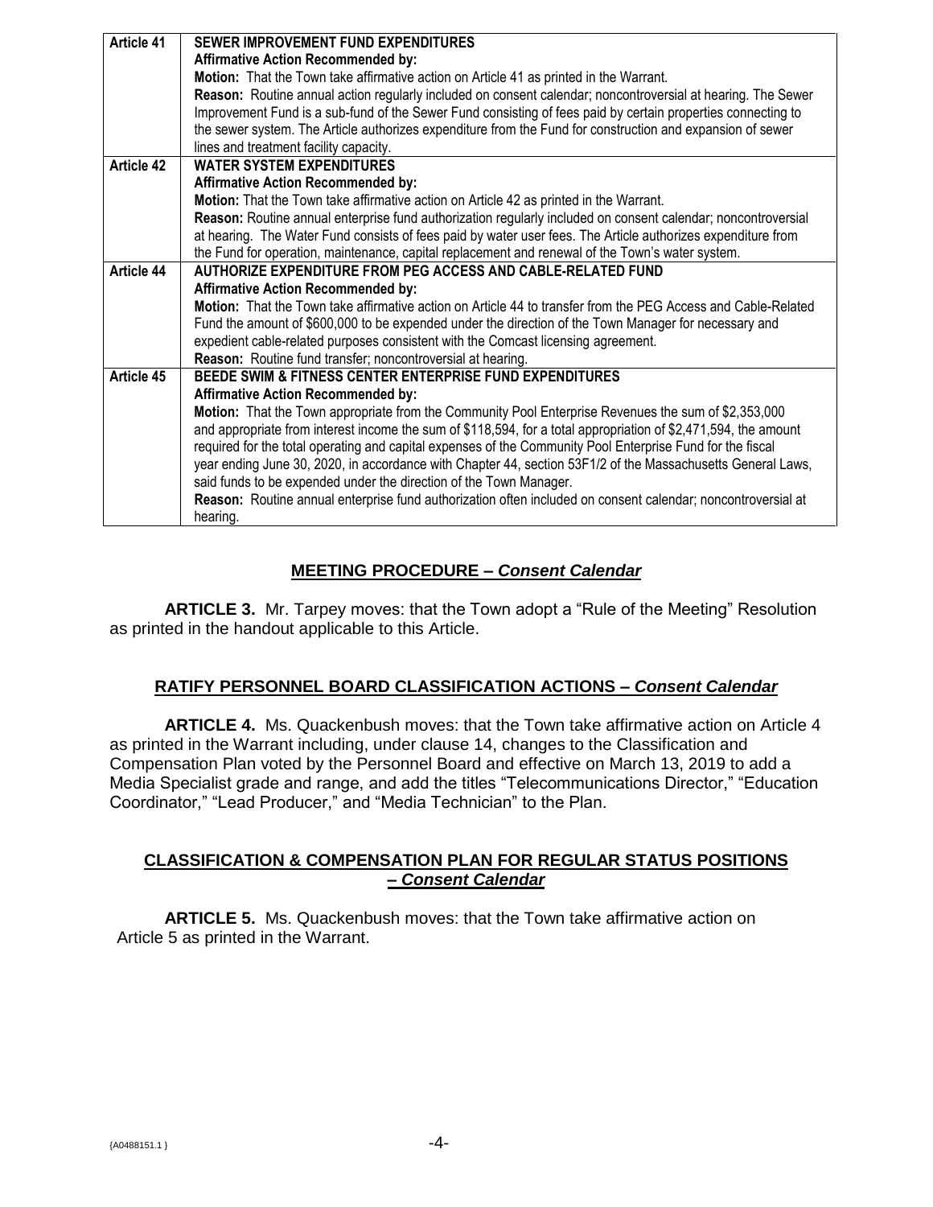| | |
|---|---|
| **Article 41** | **SEWER IMPROVEMENT FUND EXPENDITURES**<br>**Affirmative Action Recommended by:**<br>**Motion:** That the Town take affirmative action on Article 41 as printed in the Warrant.<br>**Reason:** Routine annual action regularly included on consent calendar; noncontroversial at hearing. The Sewer Improvement Fund is a sub-fund of the Sewer Fund consisting of fees paid by certain properties connecting to the sewer system. The Article authorizes expenditure from the Fund for construction and expansion of sewer lines and treatment facility capacity. |
| **Article 42** | **WATER SYSTEM EXPENDITURES**<br>**Affirmative Action Recommended by:**<br>**Motion:** That the Town take affirmative action on Article 42 as printed in the Warrant.<br>**Reason:** Routine annual enterprise fund authorization regularly included on consent calendar; noncontroversial at hearing. The Water Fund consists of fees paid by water user fees. The Article authorizes expenditure from the Fund for operation, maintenance, capital replacement and renewal of the Town's water system. |
| **Article 44** | **AUTHORIZE EXPENDITURE FROM PEG ACCESS AND CABLE-RELATED FUND**<br>**Affirmative Action Recommended by:**<br>**Motion:** That the Town take affirmative action on Article 44 to transfer from the PEG Access and Cable-Related Fund the amount of $600,000 to be expended under the direction of the Town Manager for necessary and expedient cable-related purposes consistent with the Comcast licensing agreement.<br>**Reason:** Routine fund transfer; noncontroversial at hearing. |
| **Article 45** | **BEEDE SWIM & FITNESS CENTER ENTERPRISE FUND EXPENDITURES**<br>**Affirmative Action Recommended by:**<br>**Motion:** That the Town appropriate from the Community Pool Enterprise Revenues the sum of $2,353,000 and appropriate from interest income the sum of $118,594, for a total appropriation of $2,471,594, the amount required for the total operating and capital expenses of the Community Pool Enterprise Fund for the fiscal year ending June 30, 2020, in accordance with Chapter 44, section 53F1/2 of the Massachusetts General Laws, said funds to be expended under the direction of the Town Manager.<br>**Reason:** Routine annual enterprise fund authorization often included on consent calendar; noncontroversial at hearing. |

## MEETING PROCEDURE – *Consent Calendar*

**ARTICLE 3.** Mr. Tarpey moves: that the Town adopt a "Rule of the Meeting" Resolution as printed in the handout applicable to this Article.

## RATIFY PERSONNEL BOARD CLASSIFICATION ACTIONS – *Consent Calendar*

**ARTICLE 4.** Ms. Quackenbush moves: that the Town take affirmative action on Article 4 as printed in the Warrant including, under clause 14, changes to the Classification and Compensation Plan voted by the Personnel Board and effective on March 13, 2019 to add a Media Specialist grade and range, and add the titles "Telecommunications Director," "Education Coordinator," "Lead Producer," and "Media Technician" to the Plan.

## CLASSIFICATION & COMPENSATION PLAN FOR REGULAR STATUS POSITIONS – *Consent Calendar*

**ARTICLE 5.** Ms. Quackenbush moves: that the Town take affirmative action on Article 5 as printed in the Warrant.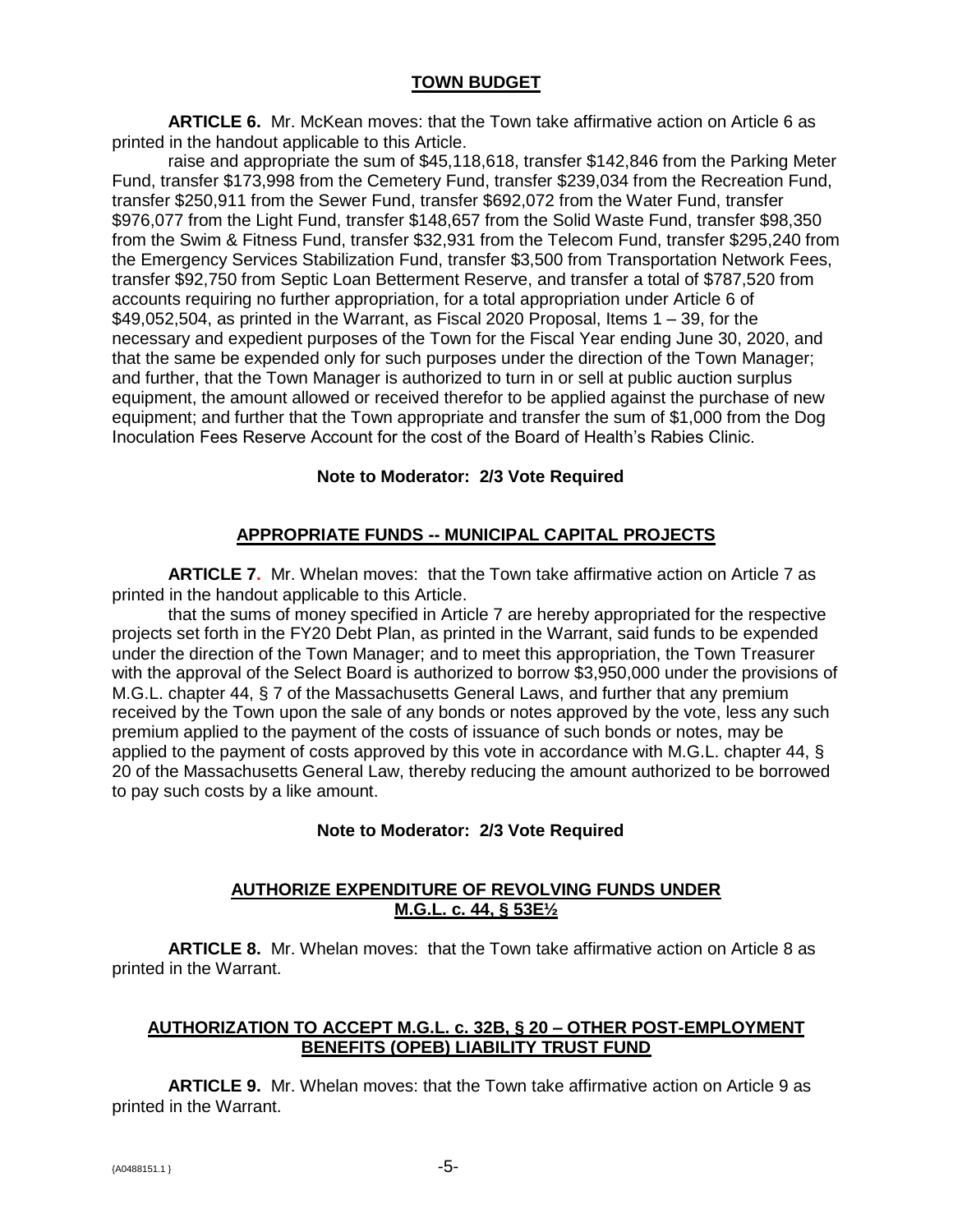## TOWN BUDGET

**ARTICLE 6.** Mr. McKean moves: that the Town take affirmative action on Article 6 as printed in the handout applicable to this Article.

raise and appropriate the sum of $45,118,618, transfer $142,846 from the Parking Meter Fund, transfer $173,998 from the Cemetery Fund, transfer $239,034 from the Recreation Fund, transfer $250,911 from the Sewer Fund, transfer $692,072 from the Water Fund, transfer $976,077 from the Light Fund, transfer $148,657 from the Solid Waste Fund, transfer $98,350 from the Swim & Fitness Fund, transfer $32,931 from the Telecom Fund, transfer $295,240 from the Emergency Services Stabilization Fund, transfer $3,500 from Transportation Network Fees, transfer $92,750 from Septic Loan Betterment Reserve, and transfer a total of $787,520 from accounts requiring no further appropriation, for a total appropriation under Article 6 of $49,052,504, as printed in the Warrant, as Fiscal 2020 Proposal, Items 1 – 39, for the necessary and expedient purposes of the Town for the Fiscal Year ending June 30, 2020, and that the same be expended only for such purposes under the direction of the Town Manager; and further, that the Town Manager is authorized to turn in or sell at public auction surplus equipment, the amount allowed or received therefor to be applied against the purchase of new equipment; and further that the Town appropriate and transfer the sum of $1,000 from the Dog Inoculation Fees Reserve Account for the cost of the Board of Health's Rabies Clinic.

**Note to Moderator: 2/3 Vote Required**

## APPROPRIATE FUNDS -- MUNICIPAL CAPITAL PROJECTS

**ARTICLE 7.** Mr. Whelan moves: that the Town take affirmative action on Article 7 as printed in the handout applicable to this Article.

that the sums of money specified in Article 7 are hereby appropriated for the respective projects set forth in the FY20 Debt Plan, as printed in the Warrant, said funds to be expended under the direction of the Town Manager; and to meet this appropriation, the Town Treasurer with the approval of the Select Board is authorized to borrow $3,950,000 under the provisions of M.G.L. chapter 44, § 7 of the Massachusetts General Laws, and further that any premium received by the Town upon the sale of any bonds or notes approved by the vote, less any such premium applied to the payment of the costs of issuance of such bonds or notes, may be applied to the payment of costs approved by this vote in accordance with M.G.L. chapter 44, § 20 of the Massachusetts General Law, thereby reducing the amount authorized to be borrowed to pay such costs by a like amount.

**Note to Moderator: 2/3 Vote Required**

## AUTHORIZE EXPENDITURE OF REVOLVING FUNDS UNDER M.G.L. c. 44, § 53E½

**ARTICLE 8.** Mr. Whelan moves: that the Town take affirmative action on Article 8 as printed in the Warrant.

## AUTHORIZATION TO ACCEPT M.G.L. c. 32B, § 20 – OTHER POST-EMPLOYMENT BENEFITS (OPEB) LIABILITY TRUST FUND

**ARTICLE 9.** Mr. Whelan moves: that the Town take affirmative action on Article 9 as printed in the Warrant.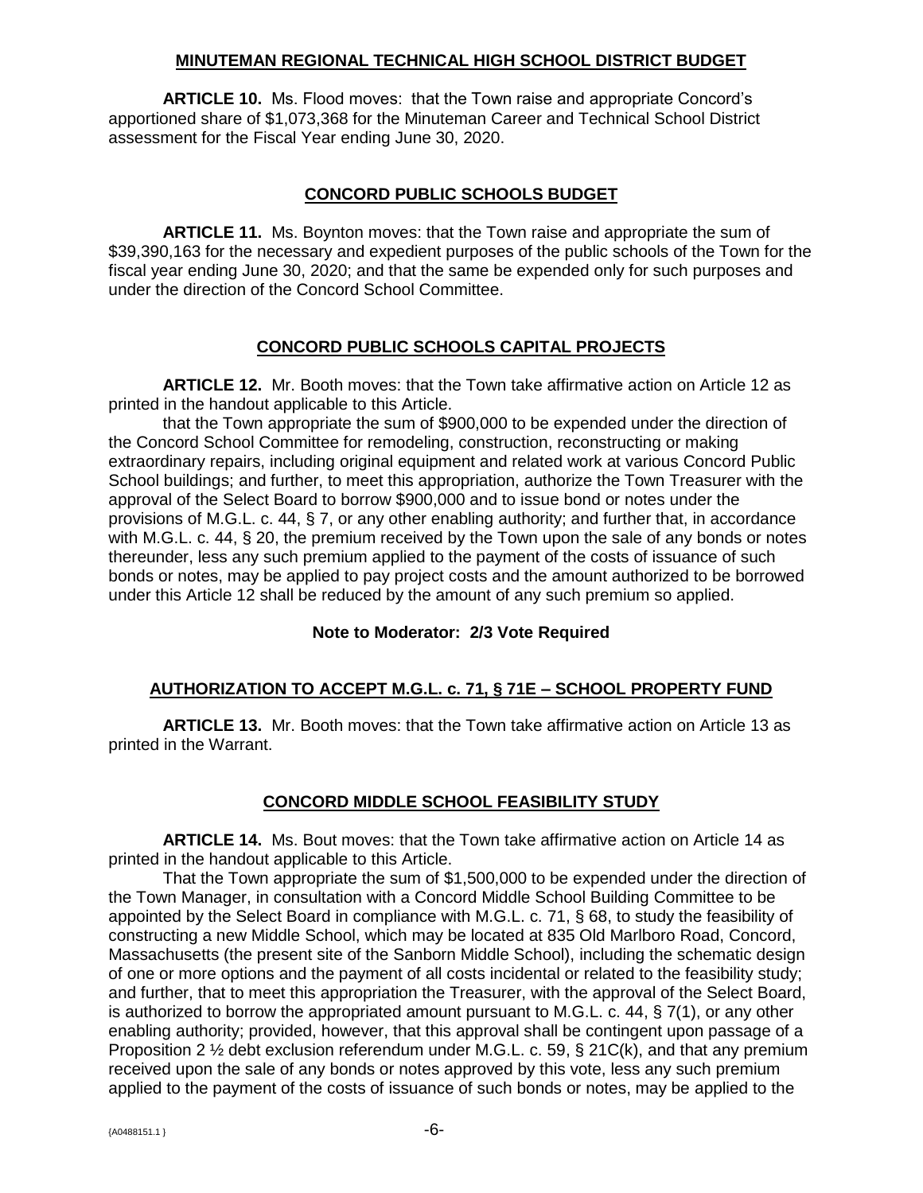## MINUTEMAN REGIONAL TECHNICAL HIGH SCHOOL DISTRICT BUDGET

**ARTICLE 10.** Ms. Flood moves: that the Town raise and appropriate Concord's apportioned share of $1,073,368 for the Minuteman Career and Technical School District assessment for the Fiscal Year ending June 30, 2020.

## CONCORD PUBLIC SCHOOLS BUDGET

**ARTICLE 11.** Ms. Boynton moves: that the Town raise and appropriate the sum of $39,390,163 for the necessary and expedient purposes of the public schools of the Town for the fiscal year ending June 30, 2020; and that the same be expended only for such purposes and under the direction of the Concord School Committee.

## CONCORD PUBLIC SCHOOLS CAPITAL PROJECTS

**ARTICLE 12.** Mr. Booth moves: that the Town take affirmative action on Article 12 as printed in the handout applicable to this Article.

that the Town appropriate the sum of $900,000 to be expended under the direction of the Concord School Committee for remodeling, construction, reconstructing or making extraordinary repairs, including original equipment and related work at various Concord Public School buildings; and further, to meet this appropriation, authorize the Town Treasurer with the approval of the Select Board to borrow $900,000 and to issue bond or notes under the provisions of M.G.L. c. 44, § 7, or any other enabling authority; and further that, in accordance with M.G.L. c. 44, § 20, the premium received by the Town upon the sale of any bonds or notes thereunder, less any such premium applied to the payment of the costs of issuance of such bonds or notes, may be applied to pay project costs and the amount authorized to be borrowed under this Article 12 shall be reduced by the amount of any such premium so applied.

**Note to Moderator: 2/3 Vote Required**

## AUTHORIZATION TO ACCEPT M.G.L. c. 71, § 71E – SCHOOL PROPERTY FUND

**ARTICLE 13.** Mr. Booth moves: that the Town take affirmative action on Article 13 as printed in the Warrant.

## CONCORD MIDDLE SCHOOL FEASIBILITY STUDY

**ARTICLE 14.** Ms. Bout moves: that the Town take affirmative action on Article 14 as printed in the handout applicable to this Article.

That the Town appropriate the sum of $1,500,000 to be expended under the direction of the Town Manager, in consultation with a Concord Middle School Building Committee to be appointed by the Select Board in compliance with M.G.L. c. 71, § 68, to study the feasibility of constructing a new Middle School, which may be located at 835 Old Marlboro Road, Concord, Massachusetts (the present site of the Sanborn Middle School), including the schematic design of one or more options and the payment of all costs incidental or related to the feasibility study; and further, that to meet this appropriation the Treasurer, with the approval of the Select Board, is authorized to borrow the appropriated amount pursuant to M.G.L. c. 44, § 7(1), or any other enabling authority; provided, however, that this approval shall be contingent upon passage of a Proposition 2 ½ debt exclusion referendum under M.G.L. c. 59, § 21C(k), and that any premium received upon the sale of any bonds or notes approved by this vote, less any such premium applied to the payment of the costs of issuance of such bonds or notes, may be applied to the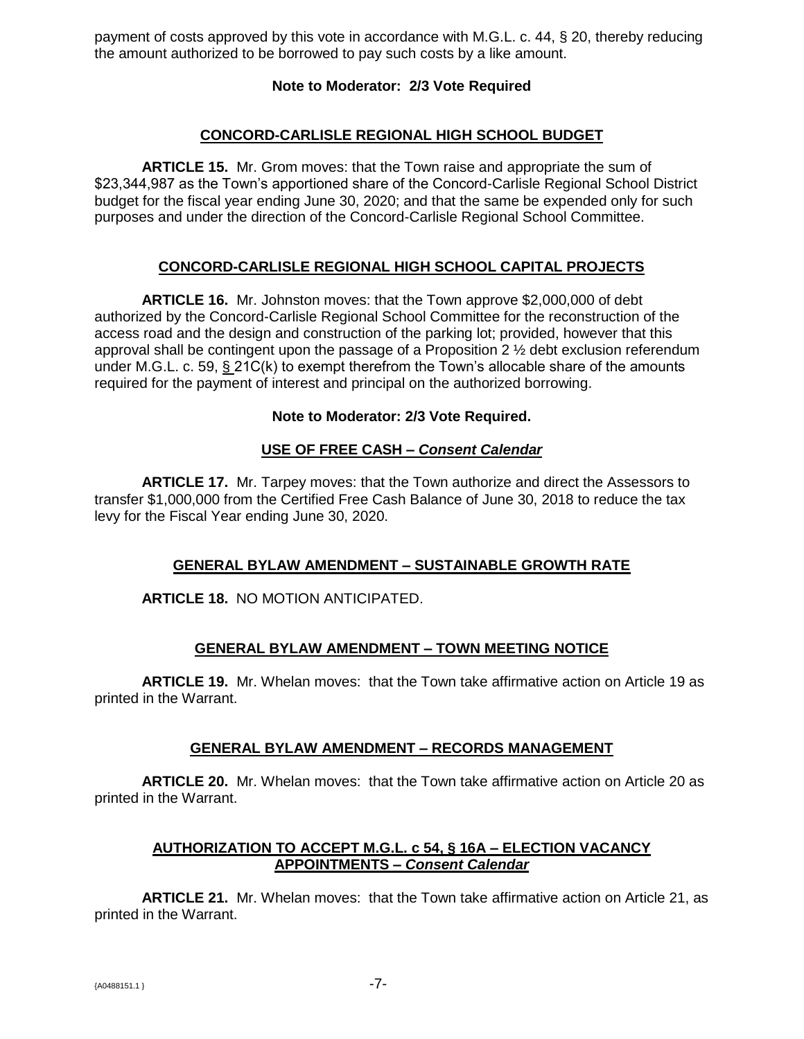payment of costs approved by this vote in accordance with M.G.L. c. 44, § 20, thereby reducing the amount authorized to be borrowed to pay such costs by a like amount.

**Note to Moderator: 2/3 Vote Required**

## CONCORD-CARLISLE REGIONAL HIGH SCHOOL BUDGET

**ARTICLE 15.** Mr. Grom moves: that the Town raise and appropriate the sum of \$23,344,987 as the Town's apportioned share of the Concord-Carlisle Regional School District budget for the fiscal year ending June 30, 2020; and that the same be expended only for such purposes and under the direction of the Concord-Carlisle Regional School Committee.

## CONCORD-CARLISLE REGIONAL HIGH SCHOOL CAPITAL PROJECTS

**ARTICLE 16.** Mr. Johnston moves: that the Town approve \$2,000,000 of debt authorized by the Concord-Carlisle Regional School Committee for the reconstruction of the access road and the design and construction of the parking lot; provided, however that this approval shall be contingent upon the passage of a Proposition 2 ½ debt exclusion referendum under M.G.L. c. 59, § 21C(k) to exempt therefrom the Town's allocable share of the amounts required for the payment of interest and principal on the authorized borrowing.

**Note to Moderator: 2/3 Vote Required.**

## USE OF FREE CASH – *Consent Calendar*

**ARTICLE 17.** Mr. Tarpey moves: that the Town authorize and direct the Assessors to transfer \$1,000,000 from the Certified Free Cash Balance of June 30, 2018 to reduce the tax levy for the Fiscal Year ending June 30, 2020.

## GENERAL BYLAW AMENDMENT – SUSTAINABLE GROWTH RATE

**ARTICLE 18.** NO MOTION ANTICIPATED.

## GENERAL BYLAW AMENDMENT – TOWN MEETING NOTICE

**ARTICLE 19.** Mr. Whelan moves: that the Town take affirmative action on Article 19 as printed in the Warrant.

## GENERAL BYLAW AMENDMENT – RECORDS MANAGEMENT

**ARTICLE 20.** Mr. Whelan moves: that the Town take affirmative action on Article 20 as printed in the Warrant.

## AUTHORIZATION TO ACCEPT M.G.L. c 54, § 16A – ELECTION VACANCY APPOINTMENTS – *Consent Calendar*

**ARTICLE 21.** Mr. Whelan moves: that the Town take affirmative action on Article 21, as printed in the Warrant.

{A0488151.1 }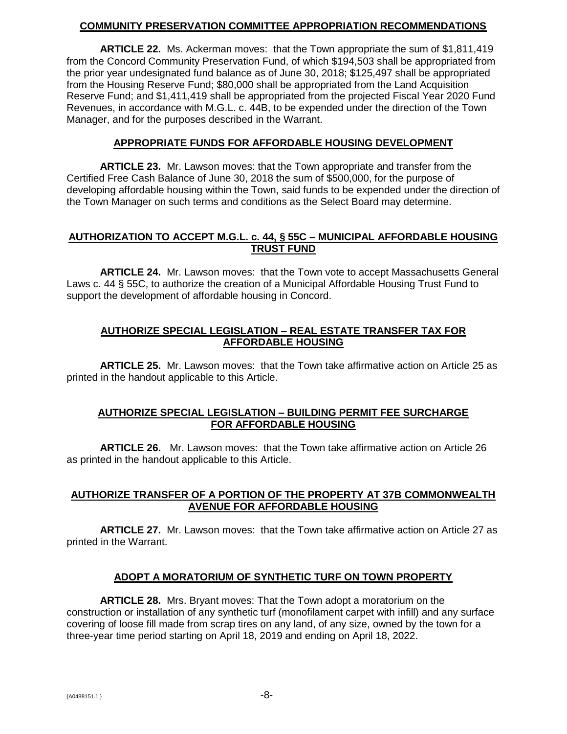## COMMUNITY PRESERVATION COMMITTEE APPROPRIATION RECOMMENDATIONS

**ARTICLE 22.** Ms. Ackerman moves: that the Town appropriate the sum of $1,811,419 from the Concord Community Preservation Fund, of which $194,503 shall be appropriated from the prior year undesignated fund balance as of June 30, 2018; $125,497 shall be appropriated from the Housing Reserve Fund; $80,000 shall be appropriated from the Land Acquisition Reserve Fund; and $1,411,419 shall be appropriated from the projected Fiscal Year 2020 Fund Revenues, in accordance with M.G.L. c. 44B, to be expended under the direction of the Town Manager, and for the purposes described in the Warrant.

## APPROPRIATE FUNDS FOR AFFORDABLE HOUSING DEVELOPMENT

**ARTICLE 23.** Mr. Lawson moves: that the Town appropriate and transfer from the Certified Free Cash Balance of June 30, 2018 the sum of $500,000, for the purpose of developing affordable housing within the Town, said funds to be expended under the direction of the Town Manager on such terms and conditions as the Select Board may determine.

## AUTHORIZATION TO ACCEPT M.G.L. c. 44, § 55C – MUNICIPAL AFFORDABLE HOUSING TRUST FUND

**ARTICLE 24.** Mr. Lawson moves: that the Town vote to accept Massachusetts General Laws c. 44 § 55C, to authorize the creation of a Municipal Affordable Housing Trust Fund to support the development of affordable housing in Concord.

## AUTHORIZE SPECIAL LEGISLATION – REAL ESTATE TRANSFER TAX FOR AFFORDABLE HOUSING

**ARTICLE 25.** Mr. Lawson moves: that the Town take affirmative action on Article 25 as printed in the handout applicable to this Article.

## AUTHORIZE SPECIAL LEGISLATION – BUILDING PERMIT FEE SURCHARGE FOR AFFORDABLE HOUSING

**ARTICLE 26.** Mr. Lawson moves: that the Town take affirmative action on Article 26 as printed in the handout applicable to this Article.

## AUTHORIZE TRANSFER OF A PORTION OF THE PROPERTY AT 37B COMMONWEALTH AVENUE FOR AFFORDABLE HOUSING

**ARTICLE 27.** Mr. Lawson moves: that the Town take affirmative action on Article 27 as printed in the Warrant.

## ADOPT A MORATORIUM OF SYNTHETIC TURF ON TOWN PROPERTY

**ARTICLE 28.** Mrs. Bryant moves: That the Town adopt a moratorium on the construction or installation of any synthetic turf (monofilament carpet with infill) and any surface covering of loose fill made from scrap tires on any land, of any size, owned by the town for a three-year time period starting on April 18, 2019 and ending on April 18, 2022.

{A0488151.1 }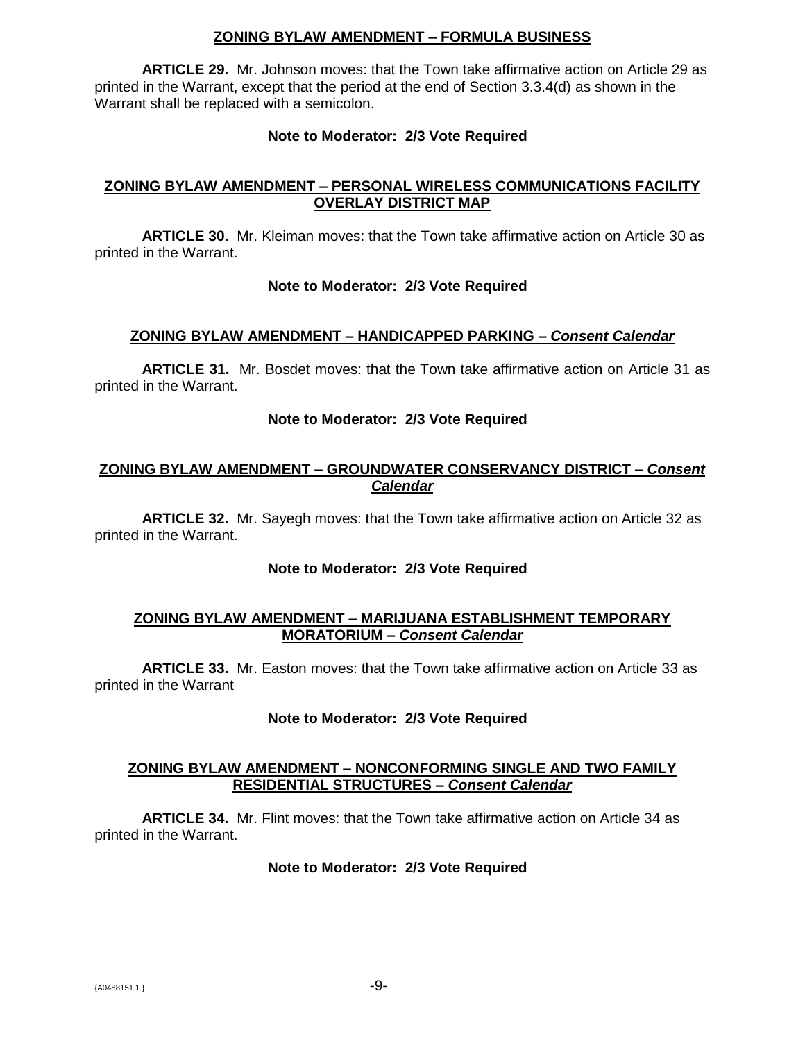## ZONING BYLAW AMENDMENT – FORMULA BUSINESS

**ARTICLE 29.** Mr. Johnson moves: that the Town take affirmative action on Article 29 as printed in the Warrant, except that the period at the end of Section 3.3.4(d) as shown in the Warrant shall be replaced with a semicolon.

**Note to Moderator: 2/3 Vote Required**

## ZONING BYLAW AMENDMENT – PERSONAL WIRELESS COMMUNICATIONS FACILITY OVERLAY DISTRICT MAP

**ARTICLE 30.** Mr. Kleiman moves: that the Town take affirmative action on Article 30 as printed in the Warrant.

**Note to Moderator: 2/3 Vote Required**

## ZONING BYLAW AMENDMENT – HANDICAPPED PARKING – *Consent Calendar*

**ARTICLE 31.** Mr. Bosdet moves: that the Town take affirmative action on Article 31 as printed in the Warrant.

**Note to Moderator: 2/3 Vote Required**

## ZONING BYLAW AMENDMENT – GROUNDWATER CONSERVANCY DISTRICT – *Consent Calendar*

**ARTICLE 32.** Mr. Sayegh moves: that the Town take affirmative action on Article 32 as printed in the Warrant.

**Note to Moderator: 2/3 Vote Required**

## ZONING BYLAW AMENDMENT – MARIJUANA ESTABLISHMENT TEMPORARY MORATORIUM – *Consent Calendar*

**ARTICLE 33.** Mr. Easton moves: that the Town take affirmative action on Article 33 as printed in the Warrant

**Note to Moderator: 2/3 Vote Required**

## ZONING BYLAW AMENDMENT – NONCONFORMING SINGLE AND TWO FAMILY RESIDENTIAL STRUCTURES – *Consent Calendar*

**ARTICLE 34.** Mr. Flint moves: that the Town take affirmative action on Article 34 as printed in the Warrant.

**Note to Moderator: 2/3 Vote Required**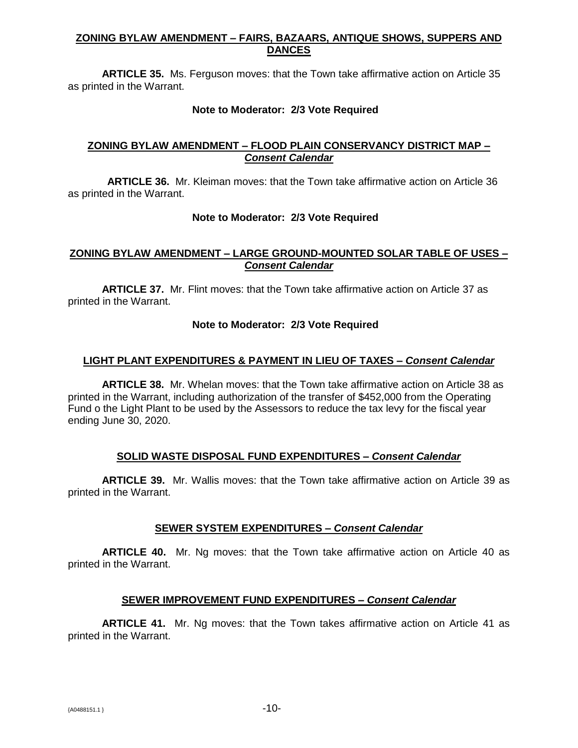**ZONING BYLAW AMENDMENT – FAIRS, BAZAARS, ANTIQUE SHOWS, SUPPERS AND DANCES**

**ARTICLE 35.** Ms. Ferguson moves: that the Town take affirmative action on Article 35 as printed in the Warrant.

**Note to Moderator: 2/3 Vote Required**

**ZONING BYLAW AMENDMENT – FLOOD PLAIN CONSERVANCY DISTRICT MAP – *Consent Calendar***

**ARTICLE 36.** Mr. Kleiman moves: that the Town take affirmative action on Article 36 as printed in the Warrant.

**Note to Moderator: 2/3 Vote Required**

**ZONING BYLAW AMENDMENT – LARGE GROUND-MOUNTED SOLAR TABLE OF USES – *Consent Calendar***

**ARTICLE 37.** Mr. Flint moves: that the Town take affirmative action on Article 37 as printed in the Warrant.

**Note to Moderator: 2/3 Vote Required**

**LIGHT PLANT EXPENDITURES & PAYMENT IN LIEU OF TAXES – *Consent Calendar***

**ARTICLE 38.** Mr. Whelan moves: that the Town take affirmative action on Article 38 as printed in the Warrant, including authorization of the transfer of $452,000 from the Operating Fund o the Light Plant to be used by the Assessors to reduce the tax levy for the fiscal year ending June 30, 2020.

**SOLID WASTE DISPOSAL FUND EXPENDITURES – *Consent Calendar***

**ARTICLE 39.** Mr. Wallis moves: that the Town take affirmative action on Article 39 as printed in the Warrant.

**SEWER SYSTEM EXPENDITURES – *Consent Calendar***

**ARTICLE 40.** Mr. Ng moves: that the Town take affirmative action on Article 40 as printed in the Warrant.

**SEWER IMPROVEMENT FUND EXPENDITURES – *Consent Calendar***

**ARTICLE 41.** Mr. Ng moves: that the Town takes affirmative action on Article 41 as printed in the Warrant.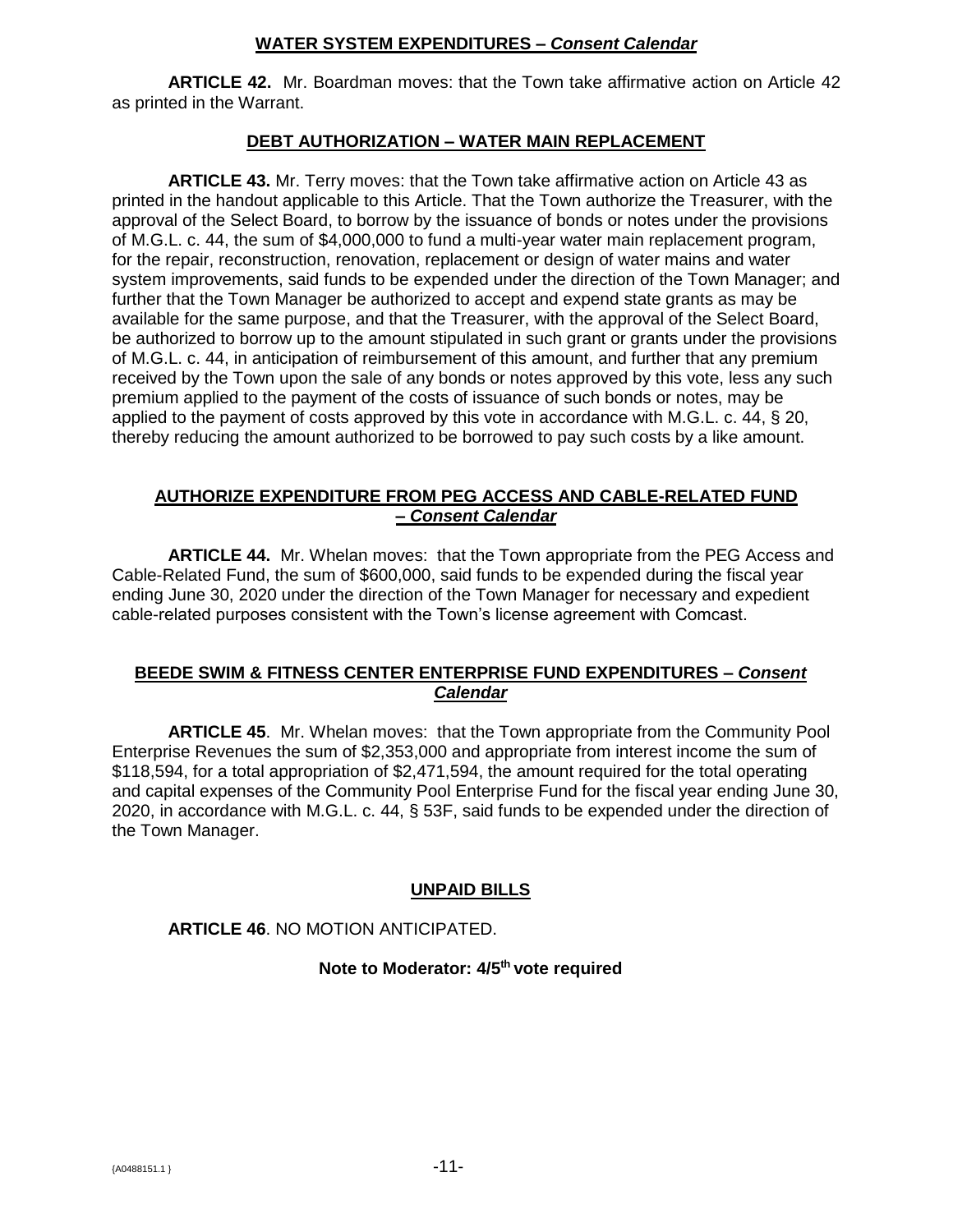## WATER SYSTEM EXPENDITURES – *Consent Calendar*

**ARTICLE 42.** Mr. Boardman moves: that the Town take affirmative action on Article 42 as printed in the Warrant.

## DEBT AUTHORIZATION – WATER MAIN REPLACEMENT

**ARTICLE 43.** Mr. Terry moves: that the Town take affirmative action on Article 43 as printed in the handout applicable to this Article. That the Town authorize the Treasurer, with the approval of the Select Board, to borrow by the issuance of bonds or notes under the provisions of M.G.L. c. 44, the sum of $4,000,000 to fund a multi-year water main replacement program, for the repair, reconstruction, renovation, replacement or design of water mains and water system improvements, said funds to be expended under the direction of the Town Manager; and further that the Town Manager be authorized to accept and expend state grants as may be available for the same purpose, and that the Treasurer, with the approval of the Select Board, be authorized to borrow up to the amount stipulated in such grant or grants under the provisions of M.G.L. c. 44, in anticipation of reimbursement of this amount, and further that any premium received by the Town upon the sale of any bonds or notes approved by this vote, less any such premium applied to the payment of the costs of issuance of such bonds or notes, may be applied to the payment of costs approved by this vote in accordance with M.G.L. c. 44, § 20, thereby reducing the amount authorized to be borrowed to pay such costs by a like amount.

## AUTHORIZE EXPENDITURE FROM PEG ACCESS AND CABLE-RELATED FUND – *Consent Calendar*

**ARTICLE 44.** Mr. Whelan moves: that the Town appropriate from the PEG Access and Cable-Related Fund, the sum of $600,000, said funds to be expended during the fiscal year ending June 30, 2020 under the direction of the Town Manager for necessary and expedient cable-related purposes consistent with the Town's license agreement with Comcast.

## BEEDE SWIM & FITNESS CENTER ENTERPRISE FUND EXPENDITURES – *Consent Calendar*

**ARTICLE 45**. Mr. Whelan moves: that the Town appropriate from the Community Pool Enterprise Revenues the sum of $2,353,000 and appropriate from interest income the sum of $118,594, for a total appropriation of $2,471,594, the amount required for the total operating and capital expenses of the Community Pool Enterprise Fund for the fiscal year ending June 30, 2020, in accordance with M.G.L. c. 44, § 53F, said funds to be expended under the direction of the Town Manager.

## UNPAID BILLS

**ARTICLE 46**. NO MOTION ANTICIPATED.

**Note to Moderator: 4/5th vote required**